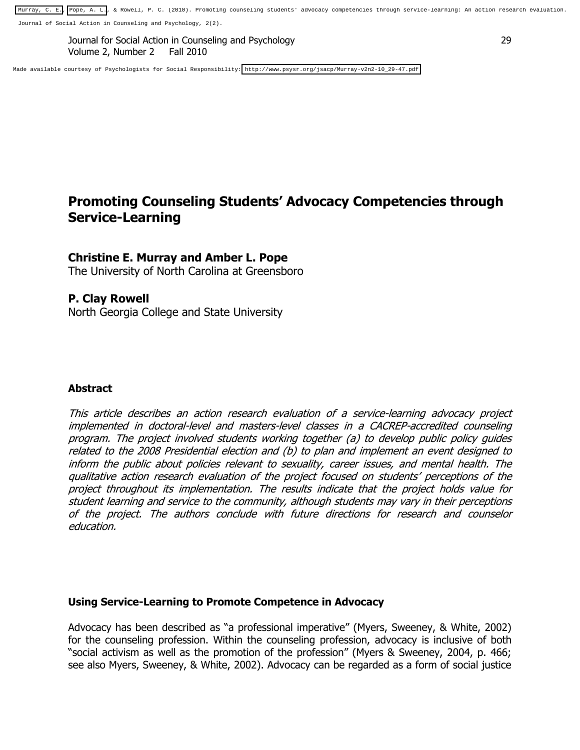# Promoting Counseling Students' Advocacy Competencies through Service-Learning

**Christine E. Murray and Amber L. Pope**
The University of North Carolina at Greensboro

**P. Clay Rowell**
North Georgia College and State University

## Abstract

*This article describes an action research evaluation of a service-learning advocacy project implemented in doctoral-level and masters-level classes in a CACREP-accredited counseling program. The project involved students working together (a) to develop public policy guides related to the 2008 Presidential election and (b) to plan and implement an event designed to inform the public about policies relevant to sexuality, career issues, and mental health. The qualitative action research evaluation of the project focused on students' perceptions of the project throughout its implementation. The results indicate that the project holds value for student learning and service to the community, although students may vary in their perceptions of the project. The authors conclude with future directions for research and counselor education.*

## Using Service-Learning to Promote Competence in Advocacy

Advocacy has been described as "a professional imperative" (Myers, Sweeney, & White, 2002) for the counseling profession. Within the counseling profession, advocacy is inclusive of both "social activism as well as the promotion of the profession" (Myers & Sweeney, 2004, p. 466; see also Myers, Sweeney, & White, 2002). Advocacy can be regarded as a form of social justice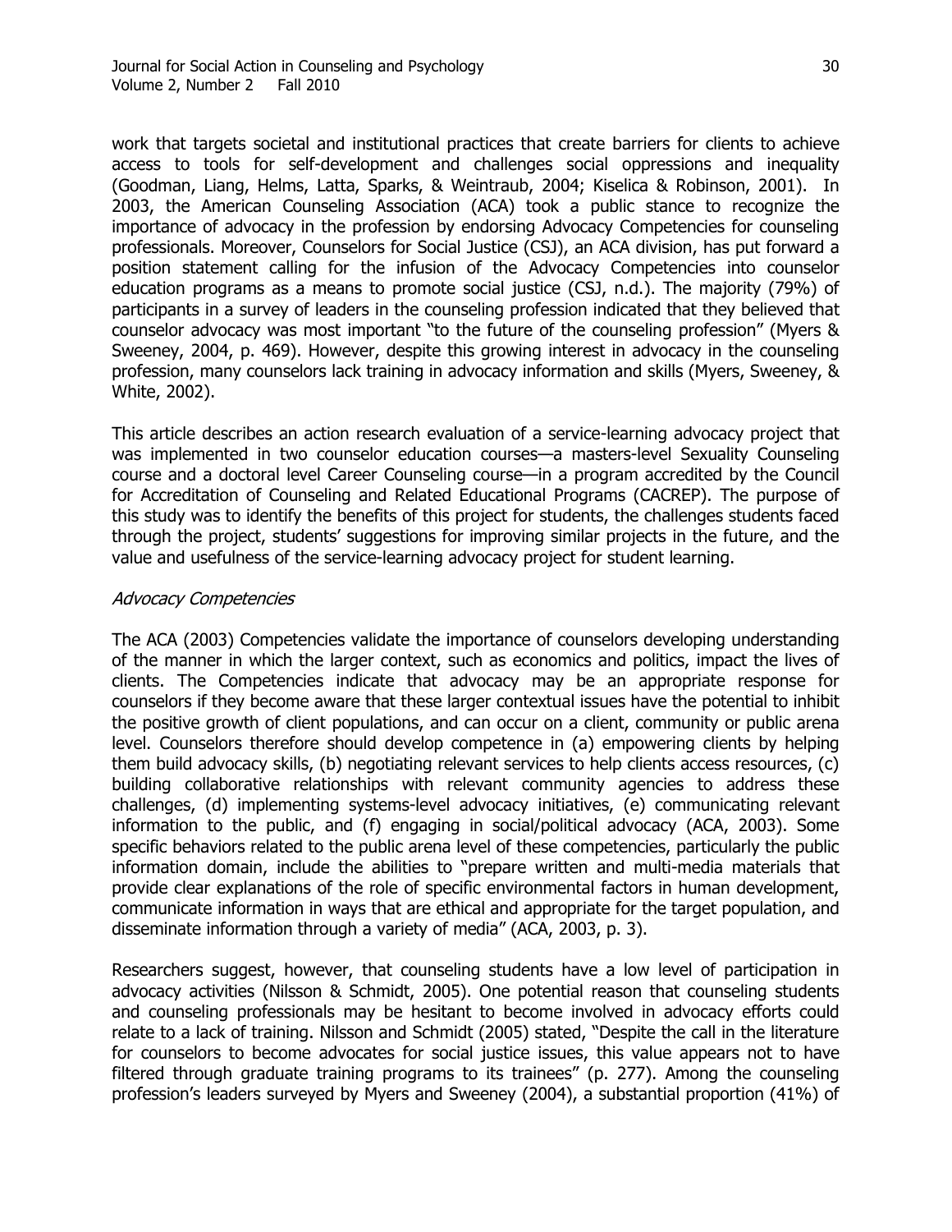work that targets societal and institutional practices that create barriers for clients to achieve access to tools for self-development and challenges social oppressions and inequality (Goodman, Liang, Helms, Latta, Sparks, & Weintraub, 2004; Kiselica & Robinson, 2001). In 2003, the American Counseling Association (ACA) took a public stance to recognize the importance of advocacy in the profession by endorsing Advocacy Competencies for counseling professionals. Moreover, Counselors for Social Justice (CSJ), an ACA division, has put forward a position statement calling for the infusion of the Advocacy Competencies into counselor education programs as a means to promote social justice (CSJ, n.d.). The majority (79%) of participants in a survey of leaders in the counseling profession indicated that they believed that counselor advocacy was most important "to the future of the counseling profession" (Myers & Sweeney, 2004, p. 469). However, despite this growing interest in advocacy in the counseling profession, many counselors lack training in advocacy information and skills (Myers, Sweeney, & White, 2002).

This article describes an action research evaluation of a service-learning advocacy project that was implemented in two counselor education courses—a masters-level Sexuality Counseling course and a doctoral level Career Counseling course—in a program accredited by the Council for Accreditation of Counseling and Related Educational Programs (CACREP). The purpose of this study was to identify the benefits of this project for students, the challenges students faced through the project, students' suggestions for improving similar projects in the future, and the value and usefulness of the service-learning advocacy project for student learning.

### *Advocacy Competencies*

The ACA (2003) Competencies validate the importance of counselors developing understanding of the manner in which the larger context, such as economics and politics, impact the lives of clients. The Competencies indicate that advocacy may be an appropriate response for counselors if they become aware that these larger contextual issues have the potential to inhibit the positive growth of client populations, and can occur on a client, community or public arena level. Counselors therefore should develop competence in (a) empowering clients by helping them build advocacy skills, (b) negotiating relevant services to help clients access resources, (c) building collaborative relationships with relevant community agencies to address these challenges, (d) implementing systems-level advocacy initiatives, (e) communicating relevant information to the public, and (f) engaging in social/political advocacy (ACA, 2003). Some specific behaviors related to the public arena level of these competencies, particularly the public information domain, include the abilities to "prepare written and multi-media materials that provide clear explanations of the role of specific environmental factors in human development, communicate information in ways that are ethical and appropriate for the target population, and disseminate information through a variety of media" (ACA, 2003, p. 3).

Researchers suggest, however, that counseling students have a low level of participation in advocacy activities (Nilsson & Schmidt, 2005). One potential reason that counseling students and counseling professionals may be hesitant to become involved in advocacy efforts could relate to a lack of training. Nilsson and Schmidt (2005) stated, "Despite the call in the literature for counselors to become advocates for social justice issues, this value appears not to have filtered through graduate training programs to its trainees" (p. 277). Among the counseling profession's leaders surveyed by Myers and Sweeney (2004), a substantial proportion (41%) of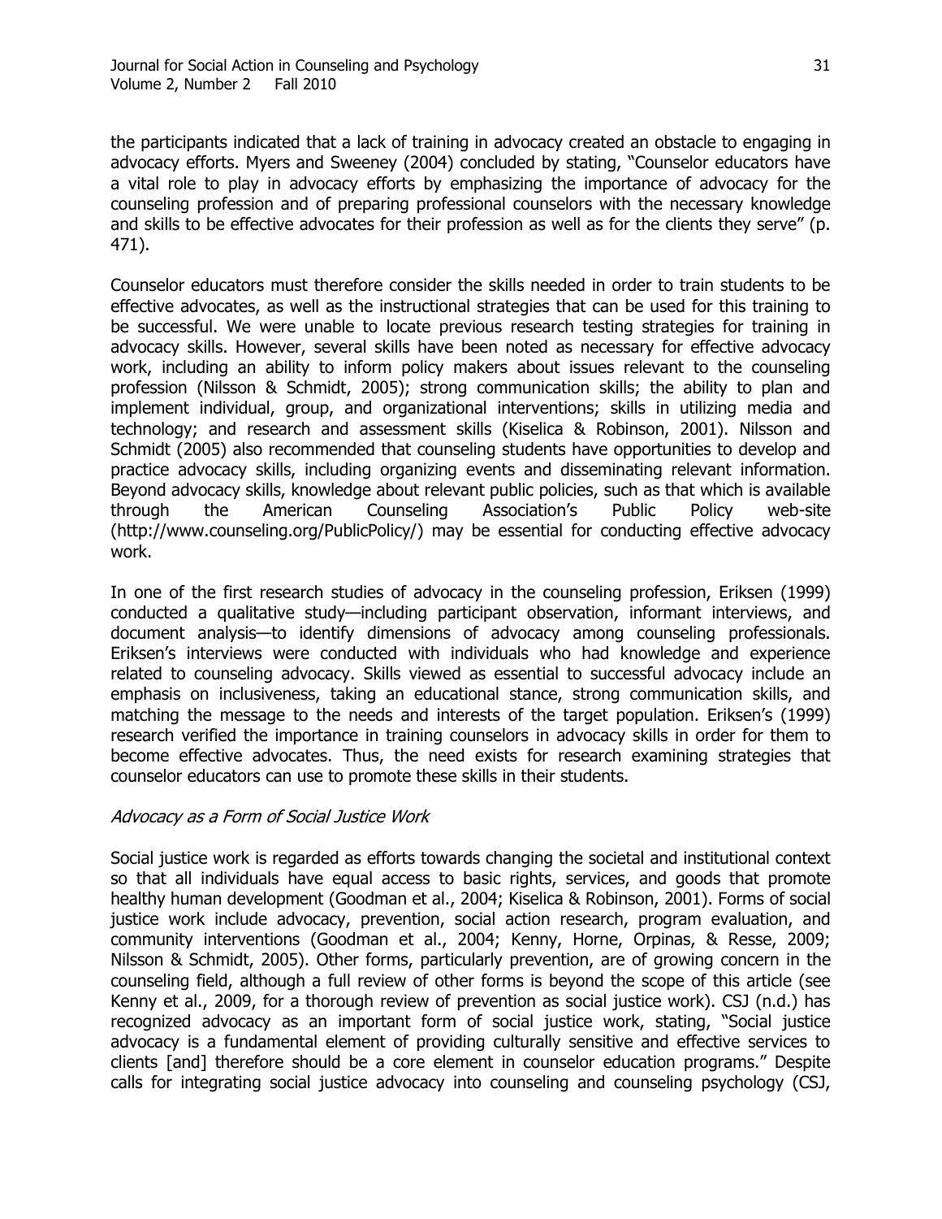the participants indicated that a lack of training in advocacy created an obstacle to engaging in advocacy efforts. Myers and Sweeney (2004) concluded by stating, "Counselor educators have a vital role to play in advocacy efforts by emphasizing the importance of advocacy for the counseling profession and of preparing professional counselors with the necessary knowledge and skills to be effective advocates for their profession as well as for the clients they serve" (p. 471).

Counselor educators must therefore consider the skills needed in order to train students to be effective advocates, as well as the instructional strategies that can be used for this training to be successful. We were unable to locate previous research testing strategies for training in advocacy skills. However, several skills have been noted as necessary for effective advocacy work, including an ability to inform policy makers about issues relevant to the counseling profession (Nilsson & Schmidt, 2005); strong communication skills; the ability to plan and implement individual, group, and organizational interventions; skills in utilizing media and technology; and research and assessment skills (Kiselica & Robinson, 2001). Nilsson and Schmidt (2005) also recommended that counseling students have opportunities to develop and practice advocacy skills, including organizing events and disseminating relevant information. Beyond advocacy skills, knowledge about relevant public policies, such as that which is available through the American Counseling Association's Public Policy web-site (http://www.counseling.org/PublicPolicy/) may be essential for conducting effective advocacy work.

In one of the first research studies of advocacy in the counseling profession, Eriksen (1999) conducted a qualitative study—including participant observation, informant interviews, and document analysis—to identify dimensions of advocacy among counseling professionals. Eriksen's interviews were conducted with individuals who had knowledge and experience related to counseling advocacy. Skills viewed as essential to successful advocacy include an emphasis on inclusiveness, taking an educational stance, strong communication skills, and matching the message to the needs and interests of the target population. Eriksen's (1999) research verified the importance in training counselors in advocacy skills in order for them to become effective advocates. Thus, the need exists for research examining strategies that counselor educators can use to promote these skills in their students.

### *Advocacy as a Form of Social Justice Work*

Social justice work is regarded as efforts towards changing the societal and institutional context so that all individuals have equal access to basic rights, services, and goods that promote healthy human development (Goodman et al., 2004; Kiselica & Robinson, 2001). Forms of social justice work include advocacy, prevention, social action research, program evaluation, and community interventions (Goodman et al., 2004; Kenny, Horne, Orpinas, & Resse, 2009; Nilsson & Schmidt, 2005). Other forms, particularly prevention, are of growing concern in the counseling field, although a full review of other forms is beyond the scope of this article (see Kenny et al., 2009, for a thorough review of prevention as social justice work). CSJ (n.d.) has recognized advocacy as an important form of social justice work, stating, "Social justice advocacy is a fundamental element of providing culturally sensitive and effective services to clients [and] therefore should be a core element in counselor education programs." Despite calls for integrating social justice advocacy into counseling and counseling psychology (CSJ,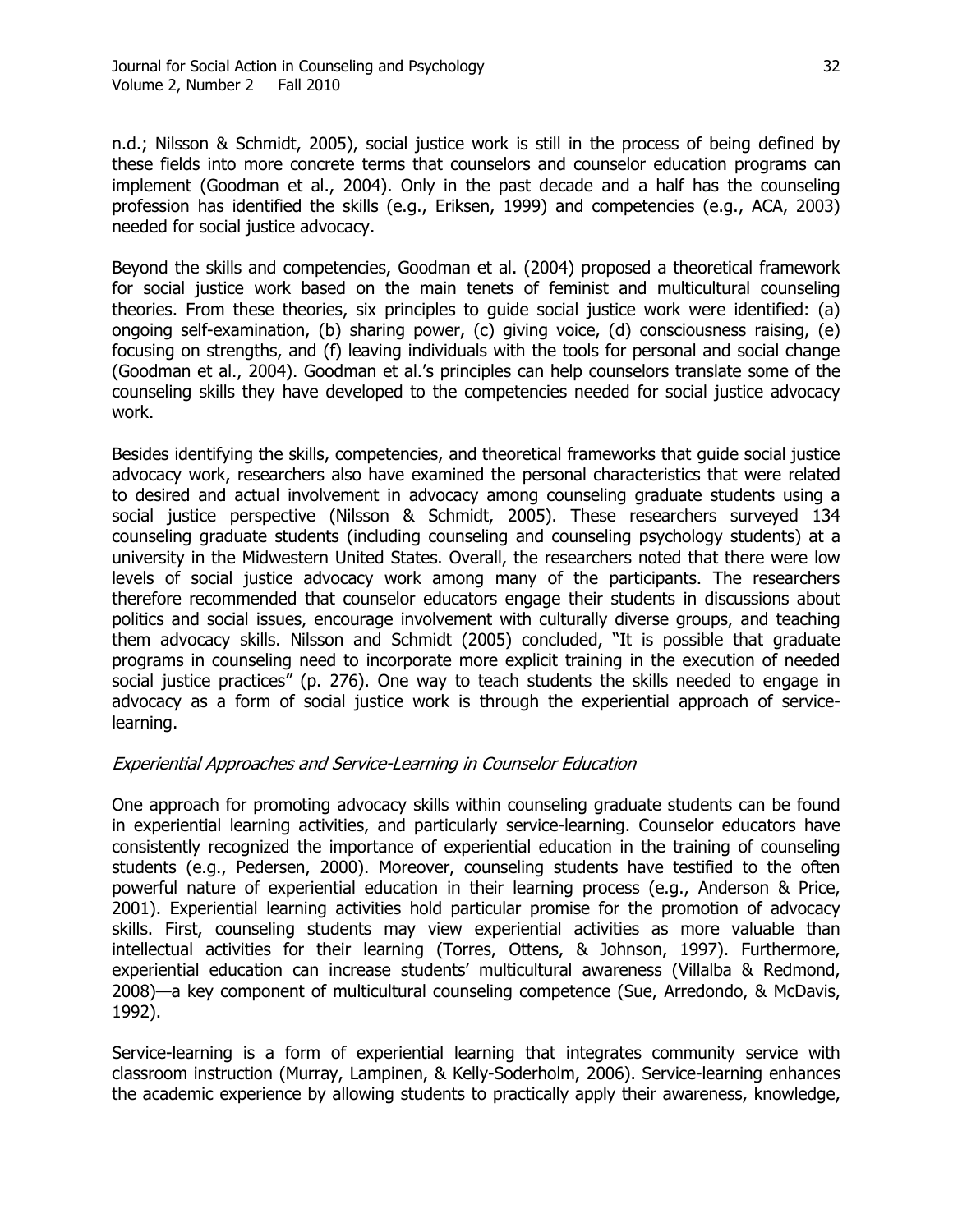n.d.; Nilsson & Schmidt, 2005), social justice work is still in the process of being defined by these fields into more concrete terms that counselors and counselor education programs can implement (Goodman et al., 2004). Only in the past decade and a half has the counseling profession has identified the skills (e.g., Eriksen, 1999) and competencies (e.g., ACA, 2003) needed for social justice advocacy.

Beyond the skills and competencies, Goodman et al. (2004) proposed a theoretical framework for social justice work based on the main tenets of feminist and multicultural counseling theories. From these theories, six principles to guide social justice work were identified: (a) ongoing self-examination, (b) sharing power, (c) giving voice, (d) consciousness raising, (e) focusing on strengths, and (f) leaving individuals with the tools for personal and social change (Goodman et al., 2004). Goodman et al.'s principles can help counselors translate some of the counseling skills they have developed to the competencies needed for social justice advocacy work.

Besides identifying the skills, competencies, and theoretical frameworks that guide social justice advocacy work, researchers also have examined the personal characteristics that were related to desired and actual involvement in advocacy among counseling graduate students using a social justice perspective (Nilsson & Schmidt, 2005). These researchers surveyed 134 counseling graduate students (including counseling and counseling psychology students) at a university in the Midwestern United States. Overall, the researchers noted that there were low levels of social justice advocacy work among many of the participants. The researchers therefore recommended that counselor educators engage their students in discussions about politics and social issues, encourage involvement with culturally diverse groups, and teaching them advocacy skills. Nilsson and Schmidt (2005) concluded, "It is possible that graduate programs in counseling need to incorporate more explicit training in the execution of needed social justice practices" (p. 276). One way to teach students the skills needed to engage in advocacy as a form of social justice work is through the experiential approach of service-learning.

*Experiential Approaches and Service-Learning in Counselor Education*

One approach for promoting advocacy skills within counseling graduate students can be found in experiential learning activities, and particularly service-learning. Counselor educators have consistently recognized the importance of experiential education in the training of counseling students (e.g., Pedersen, 2000). Moreover, counseling students have testified to the often powerful nature of experiential education in their learning process (e.g., Anderson & Price, 2001). Experiential learning activities hold particular promise for the promotion of advocacy skills. First, counseling students may view experiential activities as more valuable than intellectual activities for their learning (Torres, Ottens, & Johnson, 1997). Furthermore, experiential education can increase students' multicultural awareness (Villalba & Redmond, 2008)—a key component of multicultural counseling competence (Sue, Arredondo, & McDavis, 1992).

Service-learning is a form of experiential learning that integrates community service with classroom instruction (Murray, Lampinen, & Kelly-Soderholm, 2006). Service-learning enhances the academic experience by allowing students to practically apply their awareness, knowledge,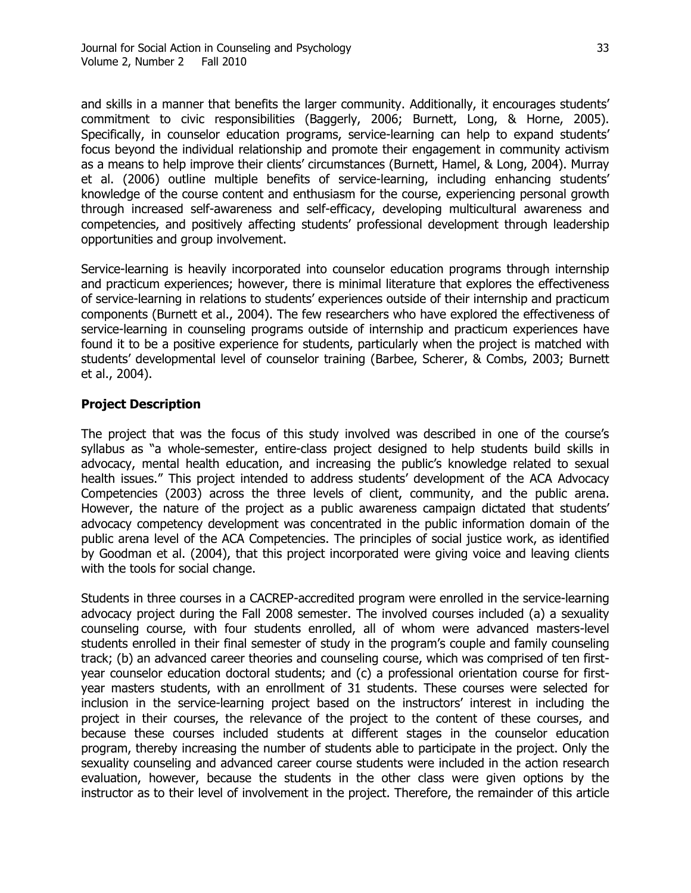and skills in a manner that benefits the larger community. Additionally, it encourages students' commitment to civic responsibilities (Baggerly, 2006; Burnett, Long, & Horne, 2005). Specifically, in counselor education programs, service-learning can help to expand students' focus beyond the individual relationship and promote their engagement in community activism as a means to help improve their clients' circumstances (Burnett, Hamel, & Long, 2004). Murray et al. (2006) outline multiple benefits of service-learning, including enhancing students' knowledge of the course content and enthusiasm for the course, experiencing personal growth through increased self-awareness and self-efficacy, developing multicultural awareness and competencies, and positively affecting students' professional development through leadership opportunities and group involvement.

Service-learning is heavily incorporated into counselor education programs through internship and practicum experiences; however, there is minimal literature that explores the effectiveness of service-learning in relations to students' experiences outside of their internship and practicum components (Burnett et al., 2004). The few researchers who have explored the effectiveness of service-learning in counseling programs outside of internship and practicum experiences have found it to be a positive experience for students, particularly when the project is matched with students' developmental level of counselor training (Barbee, Scherer, & Combs, 2003; Burnett et al., 2004).

## Project Description

The project that was the focus of this study involved was described in one of the course's syllabus as "a whole-semester, entire-class project designed to help students build skills in advocacy, mental health education, and increasing the public's knowledge related to sexual health issues." This project intended to address students' development of the ACA Advocacy Competencies (2003) across the three levels of client, community, and the public arena. However, the nature of the project as a public awareness campaign dictated that students' advocacy competency development was concentrated in the public information domain of the public arena level of the ACA Competencies. The principles of social justice work, as identified by Goodman et al. (2004), that this project incorporated were giving voice and leaving clients with the tools for social change.

Students in three courses in a CACREP-accredited program were enrolled in the service-learning advocacy project during the Fall 2008 semester. The involved courses included (a) a sexuality counseling course, with four students enrolled, all of whom were advanced masters-level students enrolled in their final semester of study in the program's couple and family counseling track; (b) an advanced career theories and counseling course, which was comprised of ten first-year counselor education doctoral students; and (c) a professional orientation course for first-year masters students, with an enrollment of 31 students. These courses were selected for inclusion in the service-learning project based on the instructors' interest in including the project in their courses, the relevance of the project to the content of these courses, and because these courses included students at different stages in the counselor education program, thereby increasing the number of students able to participate in the project. Only the sexuality counseling and advanced career course students were included in the action research evaluation, however, because the students in the other class were given options by the instructor as to their level of involvement in the project. Therefore, the remainder of this article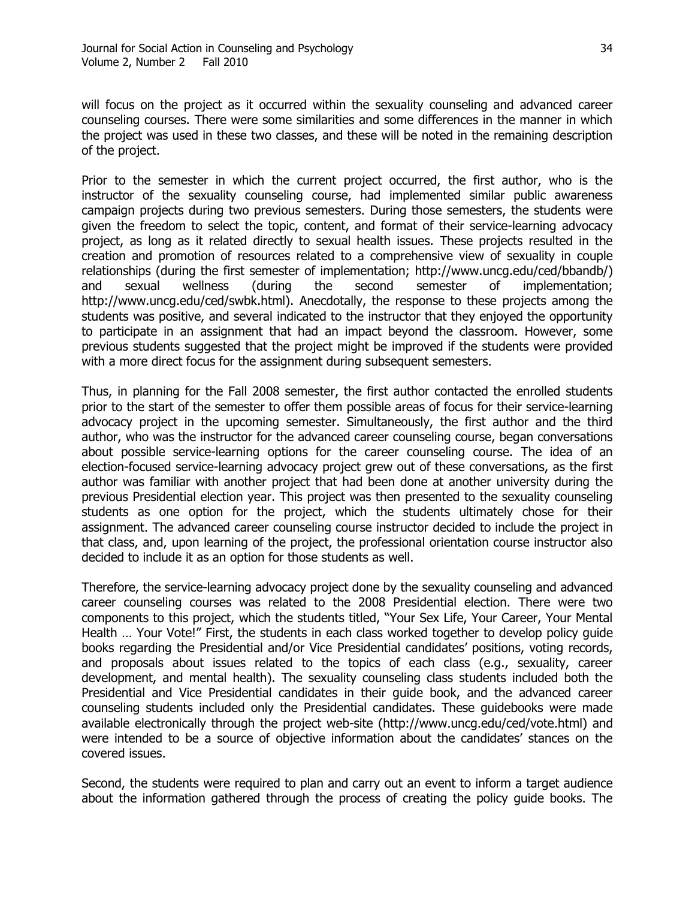will focus on the project as it occurred within the sexuality counseling and advanced career counseling courses. There were some similarities and some differences in the manner in which the project was used in these two classes, and these will be noted in the remaining description of the project.

Prior to the semester in which the current project occurred, the first author, who is the instructor of the sexuality counseling course, had implemented similar public awareness campaign projects during two previous semesters. During those semesters, the students were given the freedom to select the topic, content, and format of their service-learning advocacy project, as long as it related directly to sexual health issues. These projects resulted in the creation and promotion of resources related to a comprehensive view of sexuality in couple relationships (during the first semester of implementation; http://www.uncg.edu/ced/bbandb/) and sexual wellness (during the second semester of implementation; http://www.uncg.edu/ced/swbk.html). Anecdotally, the response to these projects among the students was positive, and several indicated to the instructor that they enjoyed the opportunity to participate in an assignment that had an impact beyond the classroom. However, some previous students suggested that the project might be improved if the students were provided with a more direct focus for the assignment during subsequent semesters.

Thus, in planning for the Fall 2008 semester, the first author contacted the enrolled students prior to the start of the semester to offer them possible areas of focus for their service-learning advocacy project in the upcoming semester. Simultaneously, the first author and the third author, who was the instructor for the advanced career counseling course, began conversations about possible service-learning options for the career counseling course. The idea of an election-focused service-learning advocacy project grew out of these conversations, as the first author was familiar with another project that had been done at another university during the previous Presidential election year. This project was then presented to the sexuality counseling students as one option for the project, which the students ultimately chose for their assignment. The advanced career counseling course instructor decided to include the project in that class, and, upon learning of the project, the professional orientation course instructor also decided to include it as an option for those students as well.

Therefore, the service-learning advocacy project done by the sexuality counseling and advanced career counseling courses was related to the 2008 Presidential election. There were two components to this project, which the students titled, "Your Sex Life, Your Career, Your Mental Health … Your Vote!" First, the students in each class worked together to develop policy guide books regarding the Presidential and/or Vice Presidential candidates' positions, voting records, and proposals about issues related to the topics of each class (e.g., sexuality, career development, and mental health). The sexuality counseling class students included both the Presidential and Vice Presidential candidates in their guide book, and the advanced career counseling students included only the Presidential candidates. These guidebooks were made available electronically through the project web-site (http://www.uncg.edu/ced/vote.html) and were intended to be a source of objective information about the candidates' stances on the covered issues.

Second, the students were required to plan and carry out an event to inform a target audience about the information gathered through the process of creating the policy guide books. The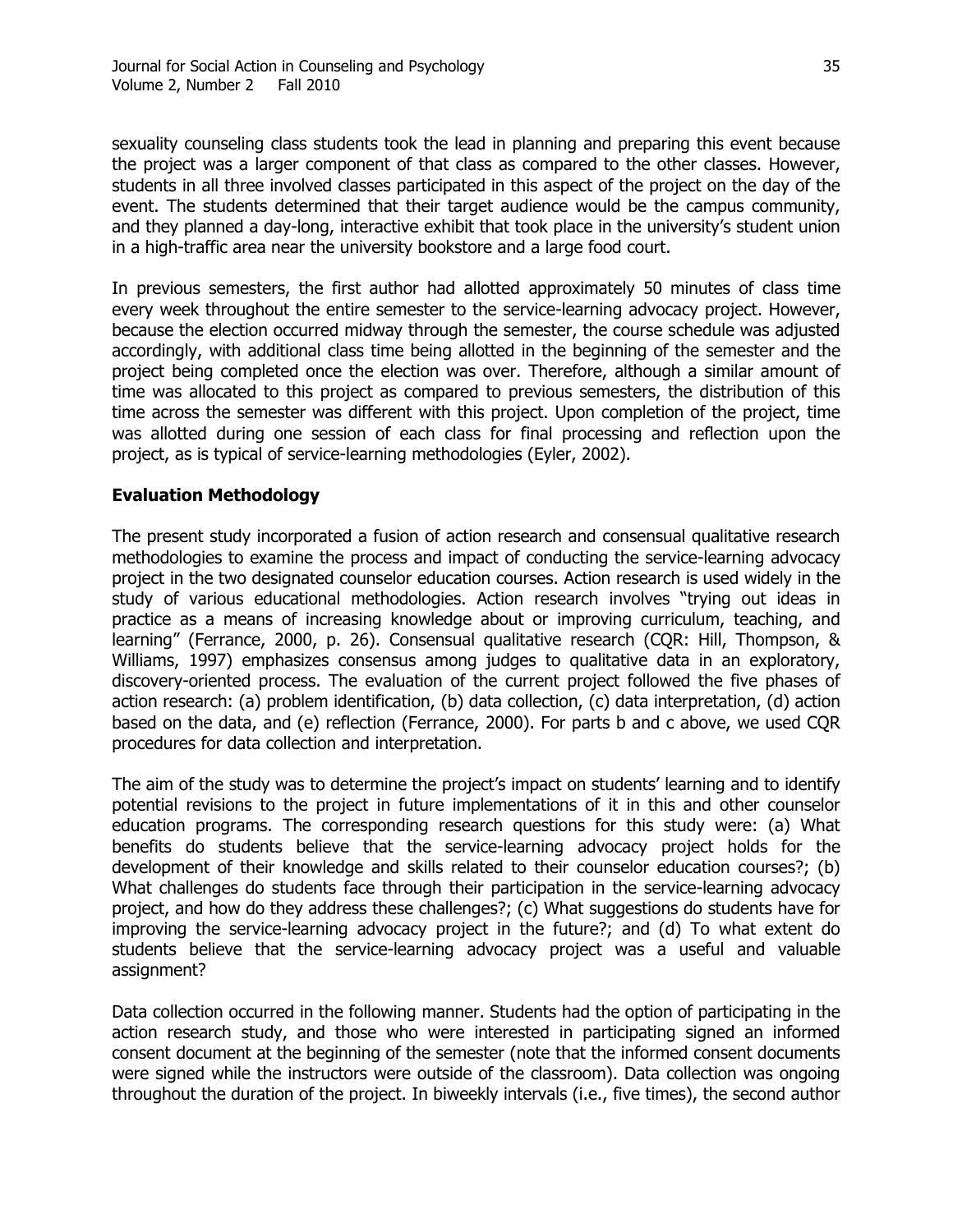sexuality counseling class students took the lead in planning and preparing this event because the project was a larger component of that class as compared to the other classes. However, students in all three involved classes participated in this aspect of the project on the day of the event. The students determined that their target audience would be the campus community, and they planned a day-long, interactive exhibit that took place in the university's student union in a high-traffic area near the university bookstore and a large food court.

In previous semesters, the first author had allotted approximately 50 minutes of class time every week throughout the entire semester to the service-learning advocacy project. However, because the election occurred midway through the semester, the course schedule was adjusted accordingly, with additional class time being allotted in the beginning of the semester and the project being completed once the election was over. Therefore, although a similar amount of time was allocated to this project as compared to previous semesters, the distribution of this time across the semester was different with this project. Upon completion of the project, time was allotted during one session of each class for final processing and reflection upon the project, as is typical of service-learning methodologies (Eyler, 2002).

## Evaluation Methodology

The present study incorporated a fusion of action research and consensual qualitative research methodologies to examine the process and impact of conducting the service-learning advocacy project in the two designated counselor education courses. Action research is used widely in the study of various educational methodologies. Action research involves "trying out ideas in practice as a means of increasing knowledge about or improving curriculum, teaching, and learning" (Ferrance, 2000, p. 26). Consensual qualitative research (CQR: Hill, Thompson, & Williams, 1997) emphasizes consensus among judges to qualitative data in an exploratory, discovery-oriented process. The evaluation of the current project followed the five phases of action research: (a) problem identification, (b) data collection, (c) data interpretation, (d) action based on the data, and (e) reflection (Ferrance, 2000). For parts b and c above, we used CQR procedures for data collection and interpretation.

The aim of the study was to determine the project's impact on students' learning and to identify potential revisions to the project in future implementations of it in this and other counselor education programs. The corresponding research questions for this study were: (a) What benefits do students believe that the service-learning advocacy project holds for the development of their knowledge and skills related to their counselor education courses?; (b) What challenges do students face through their participation in the service-learning advocacy project, and how do they address these challenges?; (c) What suggestions do students have for improving the service-learning advocacy project in the future?; and (d) To what extent do students believe that the service-learning advocacy project was a useful and valuable assignment?

Data collection occurred in the following manner. Students had the option of participating in the action research study, and those who were interested in participating signed an informed consent document at the beginning of the semester (note that the informed consent documents were signed while the instructors were outside of the classroom). Data collection was ongoing throughout the duration of the project. In biweekly intervals (i.e., five times), the second author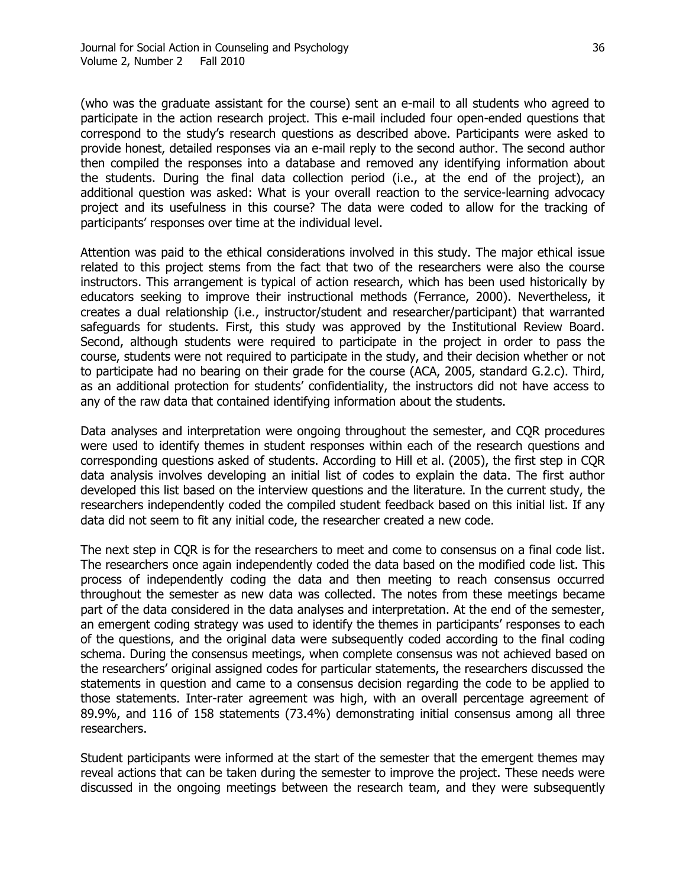(who was the graduate assistant for the course) sent an e-mail to all students who agreed to participate in the action research project. This e-mail included four open-ended questions that correspond to the study's research questions as described above. Participants were asked to provide honest, detailed responses via an e-mail reply to the second author. The second author then compiled the responses into a database and removed any identifying information about the students. During the final data collection period (i.e., at the end of the project), an additional question was asked: What is your overall reaction to the service-learning advocacy project and its usefulness in this course? The data were coded to allow for the tracking of participants' responses over time at the individual level.

Attention was paid to the ethical considerations involved in this study. The major ethical issue related to this project stems from the fact that two of the researchers were also the course instructors. This arrangement is typical of action research, which has been used historically by educators seeking to improve their instructional methods (Ferrance, 2000). Nevertheless, it creates a dual relationship (i.e., instructor/student and researcher/participant) that warranted safeguards for students. First, this study was approved by the Institutional Review Board. Second, although students were required to participate in the project in order to pass the course, students were not required to participate in the study, and their decision whether or not to participate had no bearing on their grade for the course (ACA, 2005, standard G.2.c). Third, as an additional protection for students' confidentiality, the instructors did not have access to any of the raw data that contained identifying information about the students.

Data analyses and interpretation were ongoing throughout the semester, and CQR procedures were used to identify themes in student responses within each of the research questions and corresponding questions asked of students. According to Hill et al. (2005), the first step in CQR data analysis involves developing an initial list of codes to explain the data. The first author developed this list based on the interview questions and the literature. In the current study, the researchers independently coded the compiled student feedback based on this initial list. If any data did not seem to fit any initial code, the researcher created a new code.

The next step in CQR is for the researchers to meet and come to consensus on a final code list. The researchers once again independently coded the data based on the modified code list. This process of independently coding the data and then meeting to reach consensus occurred throughout the semester as new data was collected. The notes from these meetings became part of the data considered in the data analyses and interpretation. At the end of the semester, an emergent coding strategy was used to identify the themes in participants' responses to each of the questions, and the original data were subsequently coded according to the final coding schema. During the consensus meetings, when complete consensus was not achieved based on the researchers' original assigned codes for particular statements, the researchers discussed the statements in question and came to a consensus decision regarding the code to be applied to those statements. Inter-rater agreement was high, with an overall percentage agreement of 89.9%, and 116 of 158 statements (73.4%) demonstrating initial consensus among all three researchers.

Student participants were informed at the start of the semester that the emergent themes may reveal actions that can be taken during the semester to improve the project. These needs were discussed in the ongoing meetings between the research team, and they were subsequently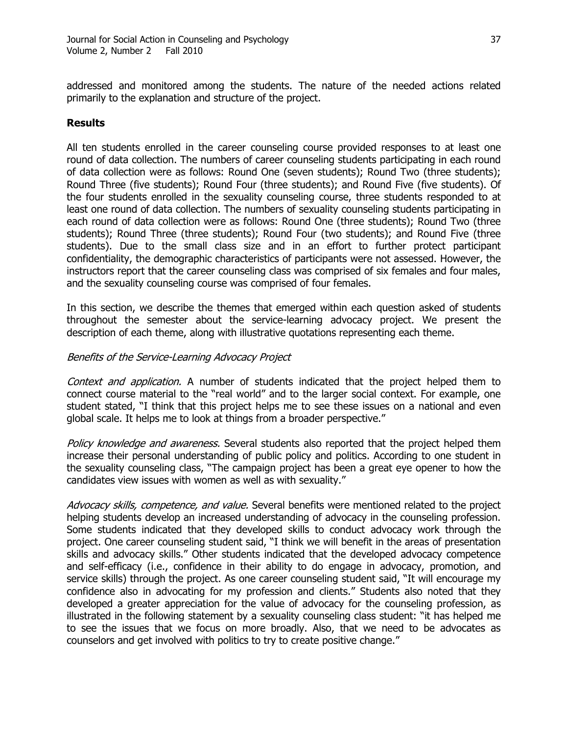addressed and monitored among the students. The nature of the needed actions related primarily to the explanation and structure of the project.

## Results

All ten students enrolled in the career counseling course provided responses to at least one round of data collection. The numbers of career counseling students participating in each round of data collection were as follows: Round One (seven students); Round Two (three students); Round Three (five students); Round Four (three students); and Round Five (five students). Of the four students enrolled in the sexuality counseling course, three students responded to at least one round of data collection. The numbers of sexuality counseling students participating in each round of data collection were as follows: Round One (three students); Round Two (three students); Round Three (three students); Round Four (two students); and Round Five (three students). Due to the small class size and in an effort to further protect participant confidentiality, the demographic characteristics of participants were not assessed. However, the instructors report that the career counseling class was comprised of six females and four males, and the sexuality counseling course was comprised of four females.

In this section, we describe the themes that emerged within each question asked of students throughout the semester about the service-learning advocacy project. We present the description of each theme, along with illustrative quotations representing each theme.

### *Benefits of the Service-Learning Advocacy Project*

*Context and application.* A number of students indicated that the project helped them to connect course material to the "real world" and to the larger social context. For example, one student stated, "I think that this project helps me to see these issues on a national and even global scale. It helps me to look at things from a broader perspective."

*Policy knowledge and awareness.* Several students also reported that the project helped them increase their personal understanding of public policy and politics. According to one student in the sexuality counseling class, "The campaign project has been a great eye opener to how the candidates view issues with women as well as with sexuality."

*Advocacy skills, competence, and value.* Several benefits were mentioned related to the project helping students develop an increased understanding of advocacy in the counseling profession. Some students indicated that they developed skills to conduct advocacy work through the project. One career counseling student said, "I think we will benefit in the areas of presentation skills and advocacy skills." Other students indicated that the developed advocacy competence and self-efficacy (i.e., confidence in their ability to do engage in advocacy, promotion, and service skills) through the project. As one career counseling student said, "It will encourage my confidence also in advocating for my profession and clients." Students also noted that they developed a greater appreciation for the value of advocacy for the counseling profession, as illustrated in the following statement by a sexuality counseling class student: "it has helped me to see the issues that we focus on more broadly. Also, that we need to be advocates as counselors and get involved with politics to try to create positive change."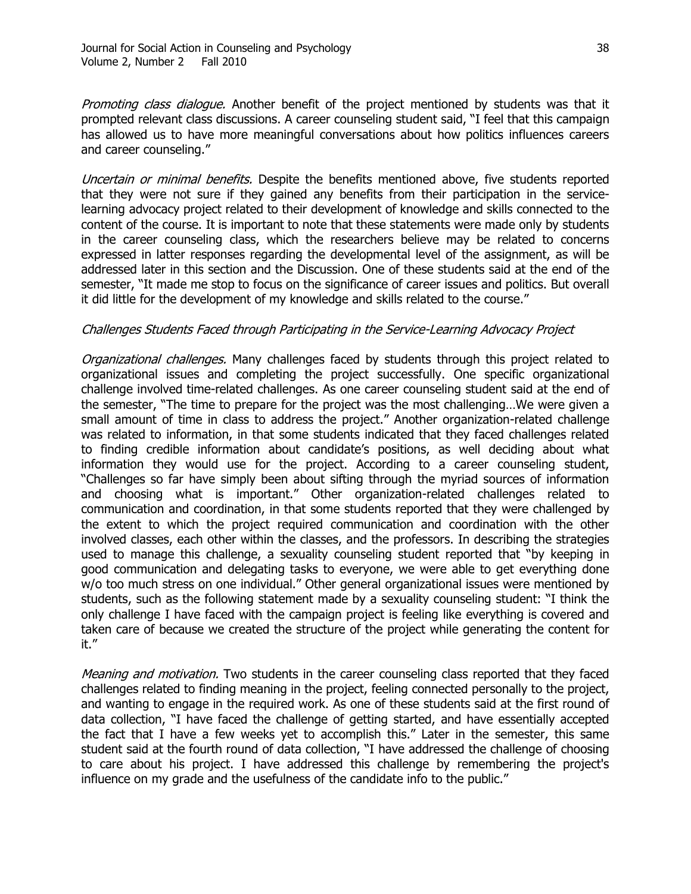*Promoting class dialogue.* Another benefit of the project mentioned by students was that it prompted relevant class discussions. A career counseling student said, "I feel that this campaign has allowed us to have more meaningful conversations about how politics influences careers and career counseling."

*Uncertain or minimal benefits.* Despite the benefits mentioned above, five students reported that they were not sure if they gained any benefits from their participation in the service-learning advocacy project related to their development of knowledge and skills connected to the content of the course. It is important to note that these statements were made only by students in the career counseling class, which the researchers believe may be related to concerns expressed in latter responses regarding the developmental level of the assignment, as will be addressed later in this section and the Discussion. One of these students said at the end of the semester, "It made me stop to focus on the significance of career issues and politics. But overall it did little for the development of my knowledge and skills related to the course."

*Challenges Students Faced through Participating in the Service-Learning Advocacy Project*

*Organizational challenges.* Many challenges faced by students through this project related to organizational issues and completing the project successfully. One specific organizational challenge involved time-related challenges. As one career counseling student said at the end of the semester, "The time to prepare for the project was the most challenging…We were given a small amount of time in class to address the project." Another organization-related challenge was related to information, in that some students indicated that they faced challenges related to finding credible information about candidate's positions, as well deciding about what information they would use for the project. According to a career counseling student, "Challenges so far have simply been about sifting through the myriad sources of information and choosing what is important." Other organization-related challenges related to communication and coordination, in that some students reported that they were challenged by the extent to which the project required communication and coordination with the other involved classes, each other within the classes, and the professors. In describing the strategies used to manage this challenge, a sexuality counseling student reported that "by keeping in good communication and delegating tasks to everyone, we were able to get everything done w/o too much stress on one individual." Other general organizational issues were mentioned by students, such as the following statement made by a sexuality counseling student: "I think the only challenge I have faced with the campaign project is feeling like everything is covered and taken care of because we created the structure of the project while generating the content for it."

*Meaning and motivation.* Two students in the career counseling class reported that they faced challenges related to finding meaning in the project, feeling connected personally to the project, and wanting to engage in the required work. As one of these students said at the first round of data collection, "I have faced the challenge of getting started, and have essentially accepted the fact that I have a few weeks yet to accomplish this." Later in the semester, this same student said at the fourth round of data collection, "I have addressed the challenge of choosing to care about his project. I have addressed this challenge by remembering the project's influence on my grade and the usefulness of the candidate info to the public."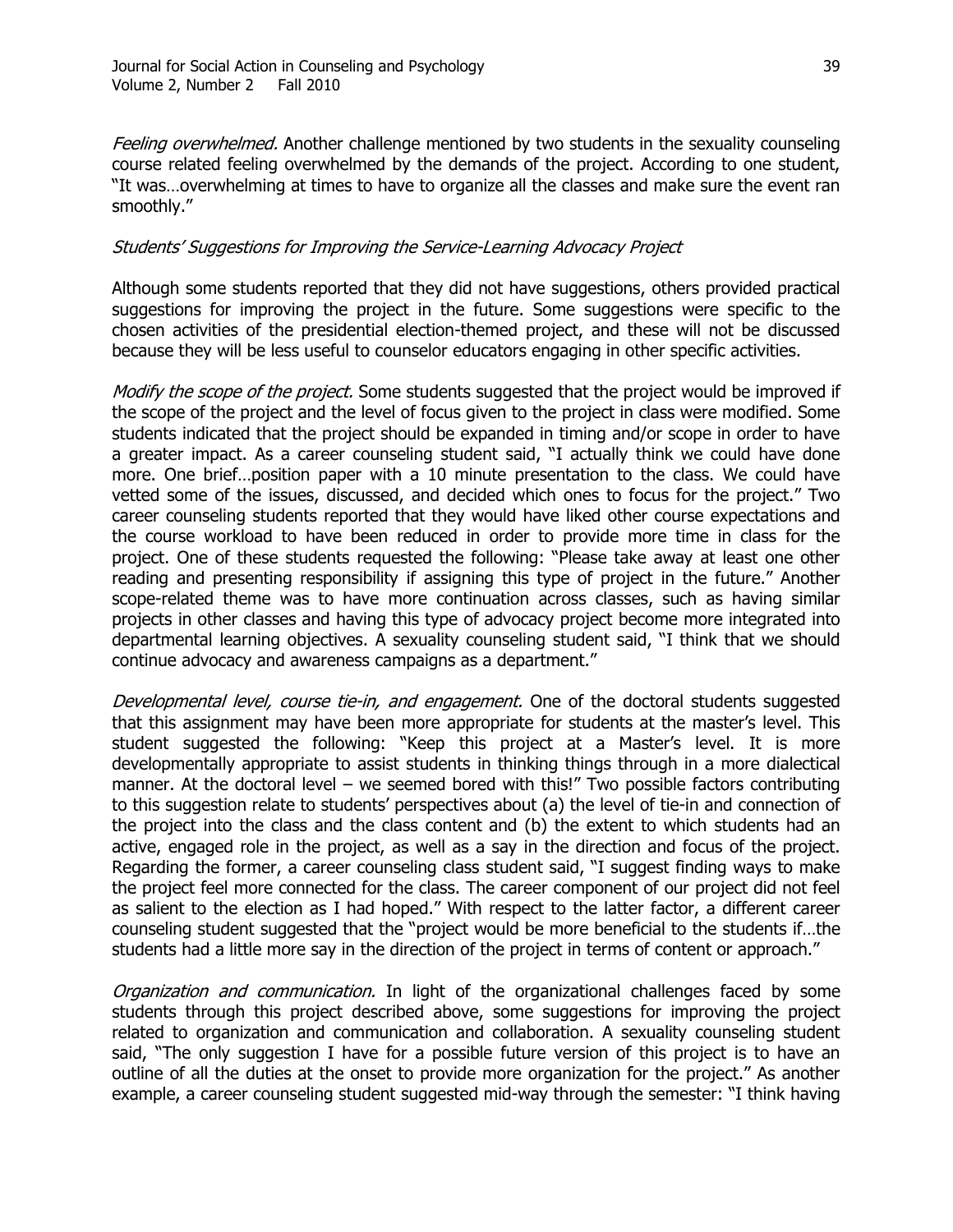*Feeling overwhelmed.* Another challenge mentioned by two students in the sexuality counseling course related feeling overwhelmed by the demands of the project. According to one student, "It was…overwhelming at times to have to organize all the classes and make sure the event ran smoothly."

*Students' Suggestions for Improving the Service-Learning Advocacy Project*

Although some students reported that they did not have suggestions, others provided practical suggestions for improving the project in the future. Some suggestions were specific to the chosen activities of the presidential election-themed project, and these will not be discussed because they will be less useful to counselor educators engaging in other specific activities.

*Modify the scope of the project.* Some students suggested that the project would be improved if the scope of the project and the level of focus given to the project in class were modified. Some students indicated that the project should be expanded in timing and/or scope in order to have a greater impact. As a career counseling student said, "I actually think we could have done more. One brief…position paper with a 10 minute presentation to the class. We could have vetted some of the issues, discussed, and decided which ones to focus for the project." Two career counseling students reported that they would have liked other course expectations and the course workload to have been reduced in order to provide more time in class for the project. One of these students requested the following: "Please take away at least one other reading and presenting responsibility if assigning this type of project in the future." Another scope-related theme was to have more continuation across classes, such as having similar projects in other classes and having this type of advocacy project become more integrated into departmental learning objectives. A sexuality counseling student said, "I think that we should continue advocacy and awareness campaigns as a department."

*Developmental level, course tie-in, and engagement.* One of the doctoral students suggested that this assignment may have been more appropriate for students at the master's level. This student suggested the following: "Keep this project at a Master's level. It is more developmentally appropriate to assist students in thinking things through in a more dialectical manner. At the doctoral level – we seemed bored with this!" Two possible factors contributing to this suggestion relate to students' perspectives about (a) the level of tie-in and connection of the project into the class and the class content and (b) the extent to which students had an active, engaged role in the project, as well as a say in the direction and focus of the project. Regarding the former, a career counseling class student said, "I suggest finding ways to make the project feel more connected for the class. The career component of our project did not feel as salient to the election as I had hoped." With respect to the latter factor, a different career counseling student suggested that the "project would be more beneficial to the students if…the students had a little more say in the direction of the project in terms of content or approach."

*Organization and communication.* In light of the organizational challenges faced by some students through this project described above, some suggestions for improving the project related to organization and communication and collaboration. A sexuality counseling student said, "The only suggestion I have for a possible future version of this project is to have an outline of all the duties at the onset to provide more organization for the project." As another example, a career counseling student suggested mid-way through the semester: "I think having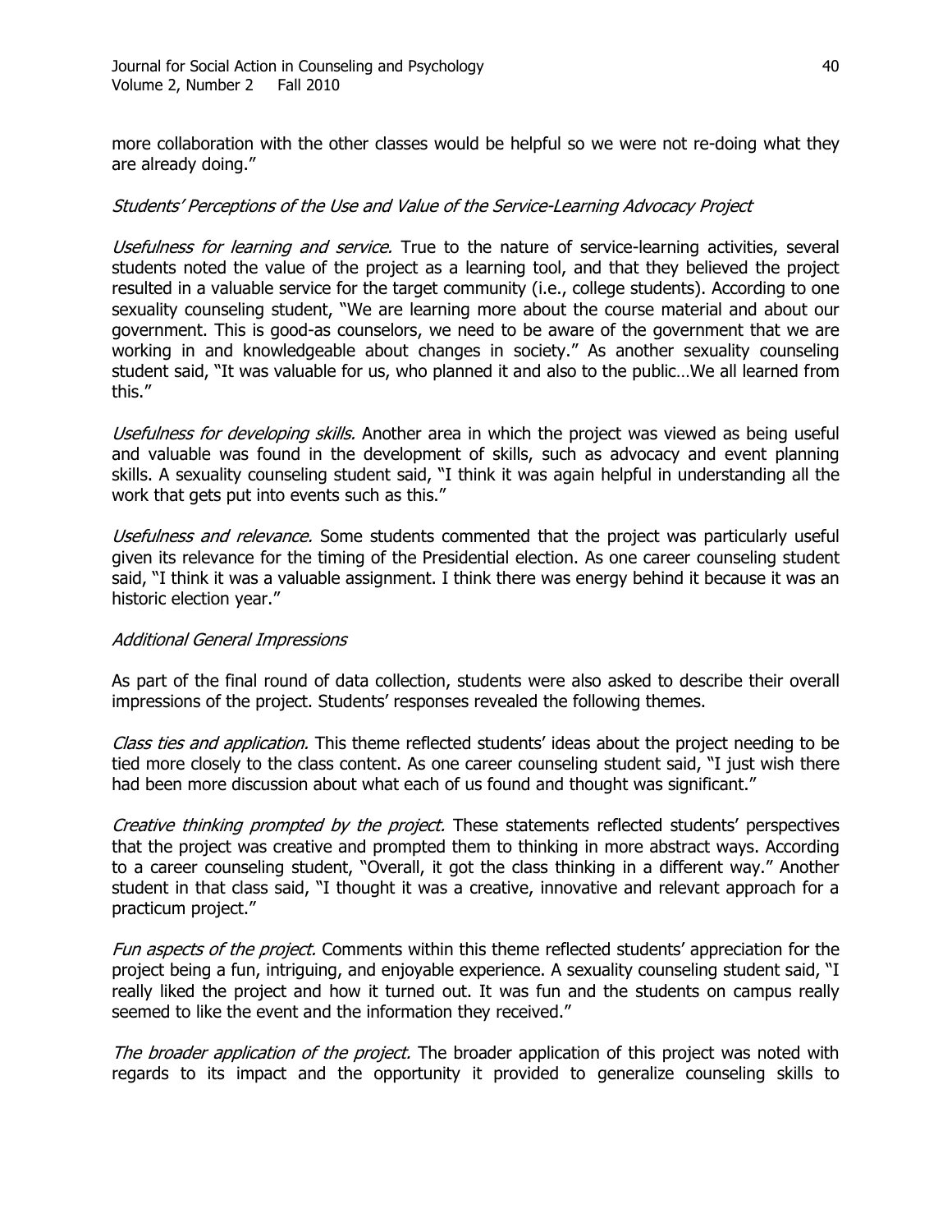more collaboration with the other classes would be helpful so we were not re-doing what they are already doing."

*Students' Perceptions of the Use and Value of the Service-Learning Advocacy Project*

*Usefulness for learning and service.* True to the nature of service-learning activities, several students noted the value of the project as a learning tool, and that they believed the project resulted in a valuable service for the target community (i.e., college students). According to one sexuality counseling student, "We are learning more about the course material and about our government. This is good-as counselors, we need to be aware of the government that we are working in and knowledgeable about changes in society." As another sexuality counseling student said, "It was valuable for us, who planned it and also to the public…We all learned from this."

*Usefulness for developing skills.* Another area in which the project was viewed as being useful and valuable was found in the development of skills, such as advocacy and event planning skills. A sexuality counseling student said, "I think it was again helpful in understanding all the work that gets put into events such as this."

*Usefulness and relevance.* Some students commented that the project was particularly useful given its relevance for the timing of the Presidential election. As one career counseling student said, "I think it was a valuable assignment. I think there was energy behind it because it was an historic election year."

*Additional General Impressions*

As part of the final round of data collection, students were also asked to describe their overall impressions of the project. Students' responses revealed the following themes.

*Class ties and application.* This theme reflected students' ideas about the project needing to be tied more closely to the class content. As one career counseling student said, "I just wish there had been more discussion about what each of us found and thought was significant."

*Creative thinking prompted by the project.* These statements reflected students' perspectives that the project was creative and prompted them to thinking in more abstract ways. According to a career counseling student, "Overall, it got the class thinking in a different way." Another student in that class said, "I thought it was a creative, innovative and relevant approach for a practicum project."

*Fun aspects of the project.* Comments within this theme reflected students' appreciation for the project being a fun, intriguing, and enjoyable experience. A sexuality counseling student said, "I really liked the project and how it turned out. It was fun and the students on campus really seemed to like the event and the information they received."

*The broader application of the project.* The broader application of this project was noted with regards to its impact and the opportunity it provided to generalize counseling skills to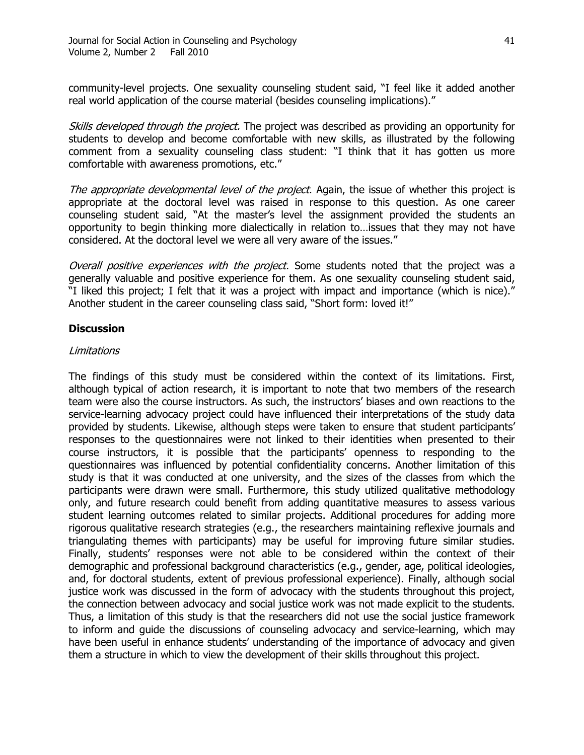community-level projects. One sexuality counseling student said, "I feel like it added another real world application of the course material (besides counseling implications)."

*Skills developed through the project.* The project was described as providing an opportunity for students to develop and become comfortable with new skills, as illustrated by the following comment from a sexuality counseling class student: "I think that it has gotten us more comfortable with awareness promotions, etc."

*The appropriate developmental level of the project.* Again, the issue of whether this project is appropriate at the doctoral level was raised in response to this question. As one career counseling student said, "At the master's level the assignment provided the students an opportunity to begin thinking more dialectically in relation to…issues that they may not have considered. At the doctoral level we were all very aware of the issues."

*Overall positive experiences with the project.* Some students noted that the project was a generally valuable and positive experience for them. As one sexuality counseling student said, "I liked this project; I felt that it was a project with impact and importance (which is nice)." Another student in the career counseling class said, "Short form: loved it!"

## Discussion

### *Limitations*

The findings of this study must be considered within the context of its limitations. First, although typical of action research, it is important to note that two members of the research team were also the course instructors. As such, the instructors' biases and own reactions to the service-learning advocacy project could have influenced their interpretations of the study data provided by students. Likewise, although steps were taken to ensure that student participants' responses to the questionnaires were not linked to their identities when presented to their course instructors, it is possible that the participants' openness to responding to the questionnaires was influenced by potential confidentiality concerns. Another limitation of this study is that it was conducted at one university, and the sizes of the classes from which the participants were drawn were small. Furthermore, this study utilized qualitative methodology only, and future research could benefit from adding quantitative measures to assess various student learning outcomes related to similar projects. Additional procedures for adding more rigorous qualitative research strategies (e.g., the researchers maintaining reflexive journals and triangulating themes with participants) may be useful for improving future similar studies. Finally, students' responses were not able to be considered within the context of their demographic and professional background characteristics (e.g., gender, age, political ideologies, and, for doctoral students, extent of previous professional experience). Finally, although social justice work was discussed in the form of advocacy with the students throughout this project, the connection between advocacy and social justice work was not made explicit to the students. Thus, a limitation of this study is that the researchers did not use the social justice framework to inform and guide the discussions of counseling advocacy and service-learning, which may have been useful in enhance students' understanding of the importance of advocacy and given them a structure in which to view the development of their skills throughout this project.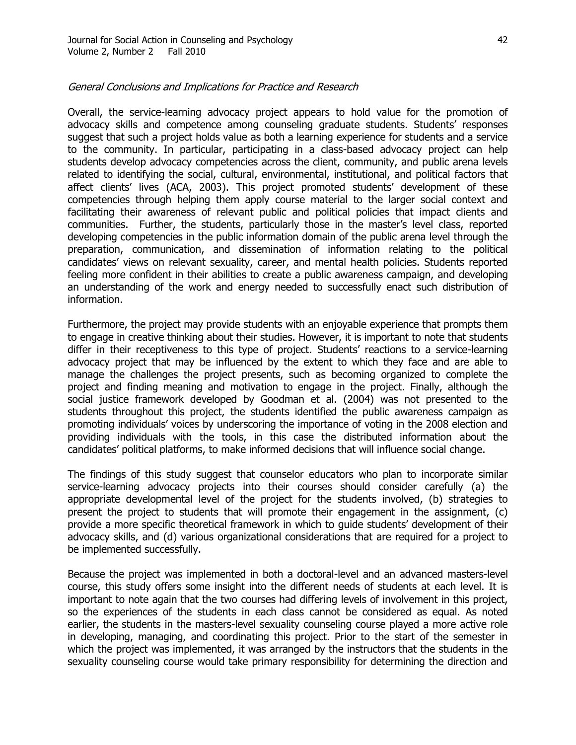*General Conclusions and Implications for Practice and Research*

Overall, the service-learning advocacy project appears to hold value for the promotion of advocacy skills and competence among counseling graduate students. Students' responses suggest that such a project holds value as both a learning experience for students and a service to the community. In particular, participating in a class-based advocacy project can help students develop advocacy competencies across the client, community, and public arena levels related to identifying the social, cultural, environmental, institutional, and political factors that affect clients' lives (ACA, 2003). This project promoted students' development of these competencies through helping them apply course material to the larger social context and facilitating their awareness of relevant public and political policies that impact clients and communities. Further, the students, particularly those in the master's level class, reported developing competencies in the public information domain of the public arena level through the preparation, communication, and dissemination of information relating to the political candidates' views on relevant sexuality, career, and mental health policies. Students reported feeling more confident in their abilities to create a public awareness campaign, and developing an understanding of the work and energy needed to successfully enact such distribution of information.

Furthermore, the project may provide students with an enjoyable experience that prompts them to engage in creative thinking about their studies. However, it is important to note that students differ in their receptiveness to this type of project. Students' reactions to a service-learning advocacy project that may be influenced by the extent to which they face and are able to manage the challenges the project presents, such as becoming organized to complete the project and finding meaning and motivation to engage in the project. Finally, although the social justice framework developed by Goodman et al. (2004) was not presented to the students throughout this project, the students identified the public awareness campaign as promoting individuals' voices by underscoring the importance of voting in the 2008 election and providing individuals with the tools, in this case the distributed information about the candidates' political platforms, to make informed decisions that will influence social change.

The findings of this study suggest that counselor educators who plan to incorporate similar service-learning advocacy projects into their courses should consider carefully (a) the appropriate developmental level of the project for the students involved, (b) strategies to present the project to students that will promote their engagement in the assignment, (c) provide a more specific theoretical framework in which to guide students' development of their advocacy skills, and (d) various organizational considerations that are required for a project to be implemented successfully.

Because the project was implemented in both a doctoral-level and an advanced masters-level course, this study offers some insight into the different needs of students at each level. It is important to note again that the two courses had differing levels of involvement in this project, so the experiences of the students in each class cannot be considered as equal. As noted earlier, the students in the masters-level sexuality counseling course played a more active role in developing, managing, and coordinating this project. Prior to the start of the semester in which the project was implemented, it was arranged by the instructors that the students in the sexuality counseling course would take primary responsibility for determining the direction and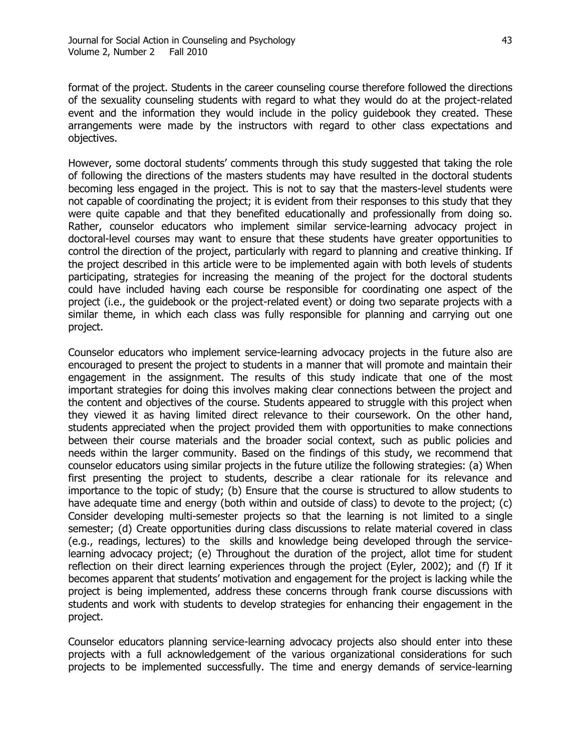format of the project. Students in the career counseling course therefore followed the directions of the sexuality counseling students with regard to what they would do at the project-related event and the information they would include in the policy guidebook they created. These arrangements were made by the instructors with regard to other class expectations and objectives.

However, some doctoral students' comments through this study suggested that taking the role of following the directions of the masters students may have resulted in the doctoral students becoming less engaged in the project. This is not to say that the masters-level students were not capable of coordinating the project; it is evident from their responses to this study that they were quite capable and that they benefited educationally and professionally from doing so. Rather, counselor educators who implement similar service-learning advocacy project in doctoral-level courses may want to ensure that these students have greater opportunities to control the direction of the project, particularly with regard to planning and creative thinking. If the project described in this article were to be implemented again with both levels of students participating, strategies for increasing the meaning of the project for the doctoral students could have included having each course be responsible for coordinating one aspect of the project (i.e., the guidebook or the project-related event) or doing two separate projects with a similar theme, in which each class was fully responsible for planning and carrying out one project.

Counselor educators who implement service-learning advocacy projects in the future also are encouraged to present the project to students in a manner that will promote and maintain their engagement in the assignment. The results of this study indicate that one of the most important strategies for doing this involves making clear connections between the project and the content and objectives of the course. Students appeared to struggle with this project when they viewed it as having limited direct relevance to their coursework. On the other hand, students appreciated when the project provided them with opportunities to make connections between their course materials and the broader social context, such as public policies and needs within the larger community. Based on the findings of this study, we recommend that counselor educators using similar projects in the future utilize the following strategies: (a) When first presenting the project to students, describe a clear rationale for its relevance and importance to the topic of study; (b) Ensure that the course is structured to allow students to have adequate time and energy (both within and outside of class) to devote to the project; (c) Consider developing multi-semester projects so that the learning is not limited to a single semester; (d) Create opportunities during class discussions to relate material covered in class (e.g., readings, lectures) to the skills and knowledge being developed through the service-learning advocacy project; (e) Throughout the duration of the project, allot time for student reflection on their direct learning experiences through the project (Eyler, 2002); and (f) If it becomes apparent that students' motivation and engagement for the project is lacking while the project is being implemented, address these concerns through frank course discussions with students and work with students to develop strategies for enhancing their engagement in the project.

Counselor educators planning service-learning advocacy projects also should enter into these projects with a full acknowledgement of the various organizational considerations for such projects to be implemented successfully. The time and energy demands of service-learning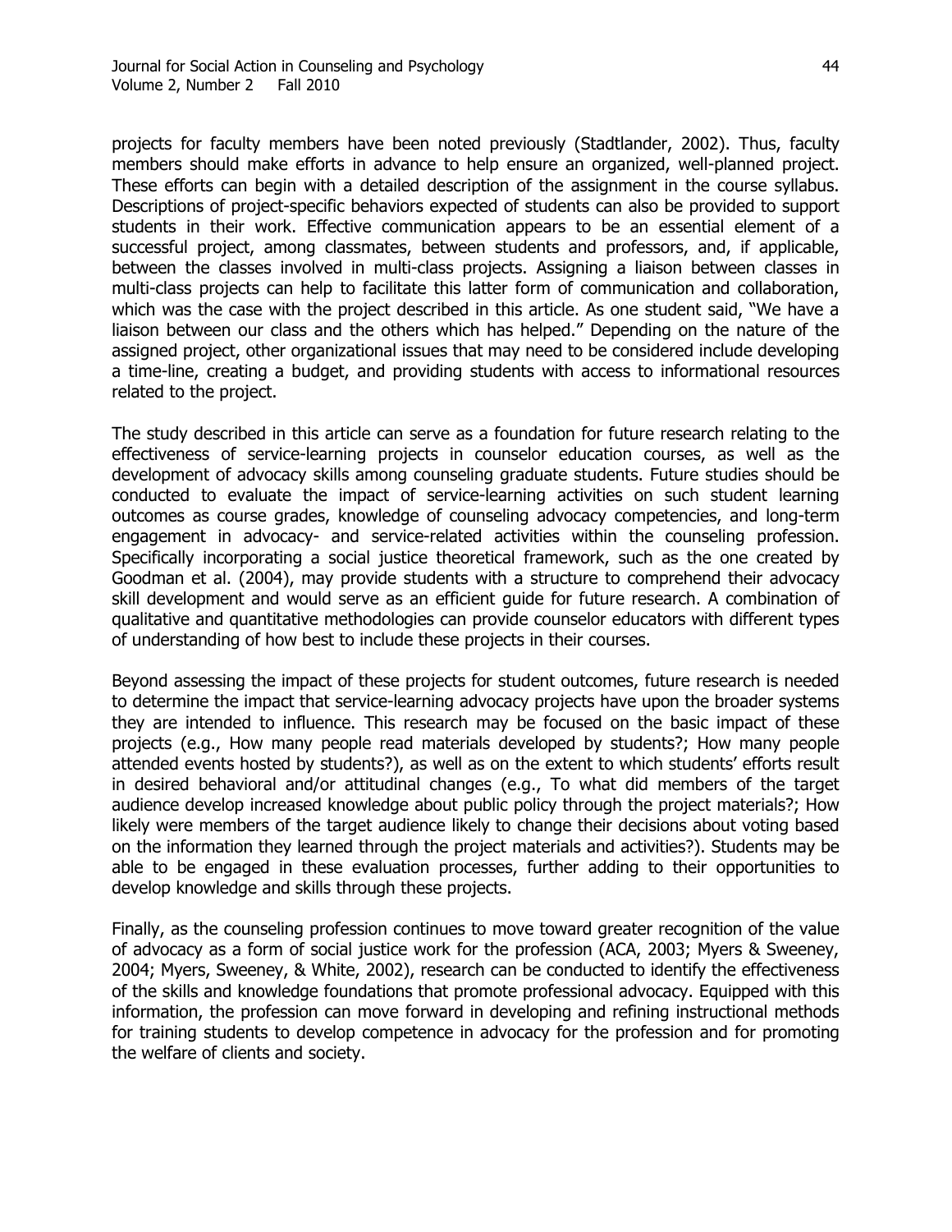projects for faculty members have been noted previously (Stadtlander, 2002). Thus, faculty members should make efforts in advance to help ensure an organized, well-planned project. These efforts can begin with a detailed description of the assignment in the course syllabus. Descriptions of project-specific behaviors expected of students can also be provided to support students in their work. Effective communication appears to be an essential element of a successful project, among classmates, between students and professors, and, if applicable, between the classes involved in multi-class projects. Assigning a liaison between classes in multi-class projects can help to facilitate this latter form of communication and collaboration, which was the case with the project described in this article. As one student said, "We have a liaison between our class and the others which has helped." Depending on the nature of the assigned project, other organizational issues that may need to be considered include developing a time-line, creating a budget, and providing students with access to informational resources related to the project.

The study described in this article can serve as a foundation for future research relating to the effectiveness of service-learning projects in counselor education courses, as well as the development of advocacy skills among counseling graduate students. Future studies should be conducted to evaluate the impact of service-learning activities on such student learning outcomes as course grades, knowledge of counseling advocacy competencies, and long-term engagement in advocacy- and service-related activities within the counseling profession. Specifically incorporating a social justice theoretical framework, such as the one created by Goodman et al. (2004), may provide students with a structure to comprehend their advocacy skill development and would serve as an efficient guide for future research. A combination of qualitative and quantitative methodologies can provide counselor educators with different types of understanding of how best to include these projects in their courses.

Beyond assessing the impact of these projects for student outcomes, future research is needed to determine the impact that service-learning advocacy projects have upon the broader systems they are intended to influence. This research may be focused on the basic impact of these projects (e.g., How many people read materials developed by students?; How many people attended events hosted by students?), as well as on the extent to which students' efforts result in desired behavioral and/or attitudinal changes (e.g., To what did members of the target audience develop increased knowledge about public policy through the project materials?; How likely were members of the target audience likely to change their decisions about voting based on the information they learned through the project materials and activities?). Students may be able to be engaged in these evaluation processes, further adding to their opportunities to develop knowledge and skills through these projects.

Finally, as the counseling profession continues to move toward greater recognition of the value of advocacy as a form of social justice work for the profession (ACA, 2003; Myers & Sweeney, 2004; Myers, Sweeney, & White, 2002), research can be conducted to identify the effectiveness of the skills and knowledge foundations that promote professional advocacy. Equipped with this information, the profession can move forward in developing and refining instructional methods for training students to develop competence in advocacy for the profession and for promoting the welfare of clients and society.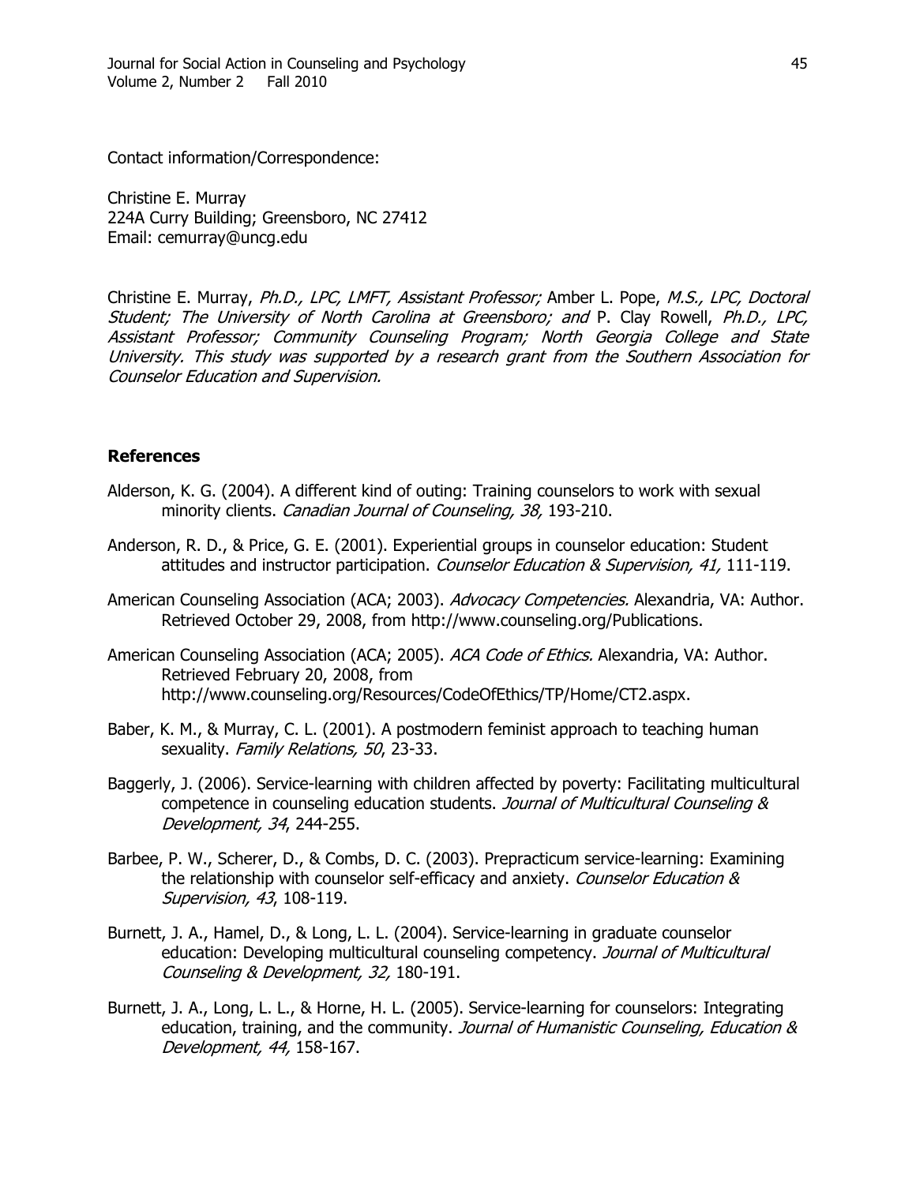Contact information/Correspondence:

Christine E. Murray
224A Curry Building; Greensboro, NC 27412
Email: cemurray@uncg.edu

Christine E. Murray, *Ph.D., LPC, LMFT, Assistant Professor;* Amber L. Pope, *M.S., LPC, Doctoral Student; The University of North Carolina at Greensboro; and* P. Clay Rowell, *Ph.D., LPC, Assistant Professor; Community Counseling Program; North Georgia College and State University. This study was supported by a research grant from the Southern Association for Counselor Education and Supervision.*

## References

Alderson, K. G. (2004). A different kind of outing: Training counselors to work with sexual minority clients. *Canadian Journal of Counseling, 38,* 193-210.

Anderson, R. D., & Price, G. E. (2001). Experiential groups in counselor education: Student attitudes and instructor participation. *Counselor Education & Supervision, 41,* 111-119.

American Counseling Association (ACA; 2003). *Advocacy Competencies.* Alexandria, VA: Author. Retrieved October 29, 2008, from http://www.counseling.org/Publications.

American Counseling Association (ACA; 2005). *ACA Code of Ethics.* Alexandria, VA: Author. Retrieved February 20, 2008, from http://www.counseling.org/Resources/CodeOfEthics/TP/Home/CT2.aspx.

Baber, K. M., & Murray, C. L. (2001). A postmodern feminist approach to teaching human sexuality. *Family Relations, 50*, 23-33.

Baggerly, J. (2006). Service-learning with children affected by poverty: Facilitating multicultural competence in counseling education students. *Journal of Multicultural Counseling & Development, 34*, 244-255.

Barbee, P. W., Scherer, D., & Combs, D. C. (2003). Prepracticum service-learning: Examining the relationship with counselor self-efficacy and anxiety. *Counselor Education & Supervision, 43*, 108-119.

Burnett, J. A., Hamel, D., & Long, L. L. (2004). Service-learning in graduate counselor education: Developing multicultural counseling competency. *Journal of Multicultural Counseling & Development, 32,* 180-191.

Burnett, J. A., Long, L. L., & Horne, H. L. (2005). Service-learning for counselors: Integrating education, training, and the community. *Journal of Humanistic Counseling, Education & Development, 44,* 158-167.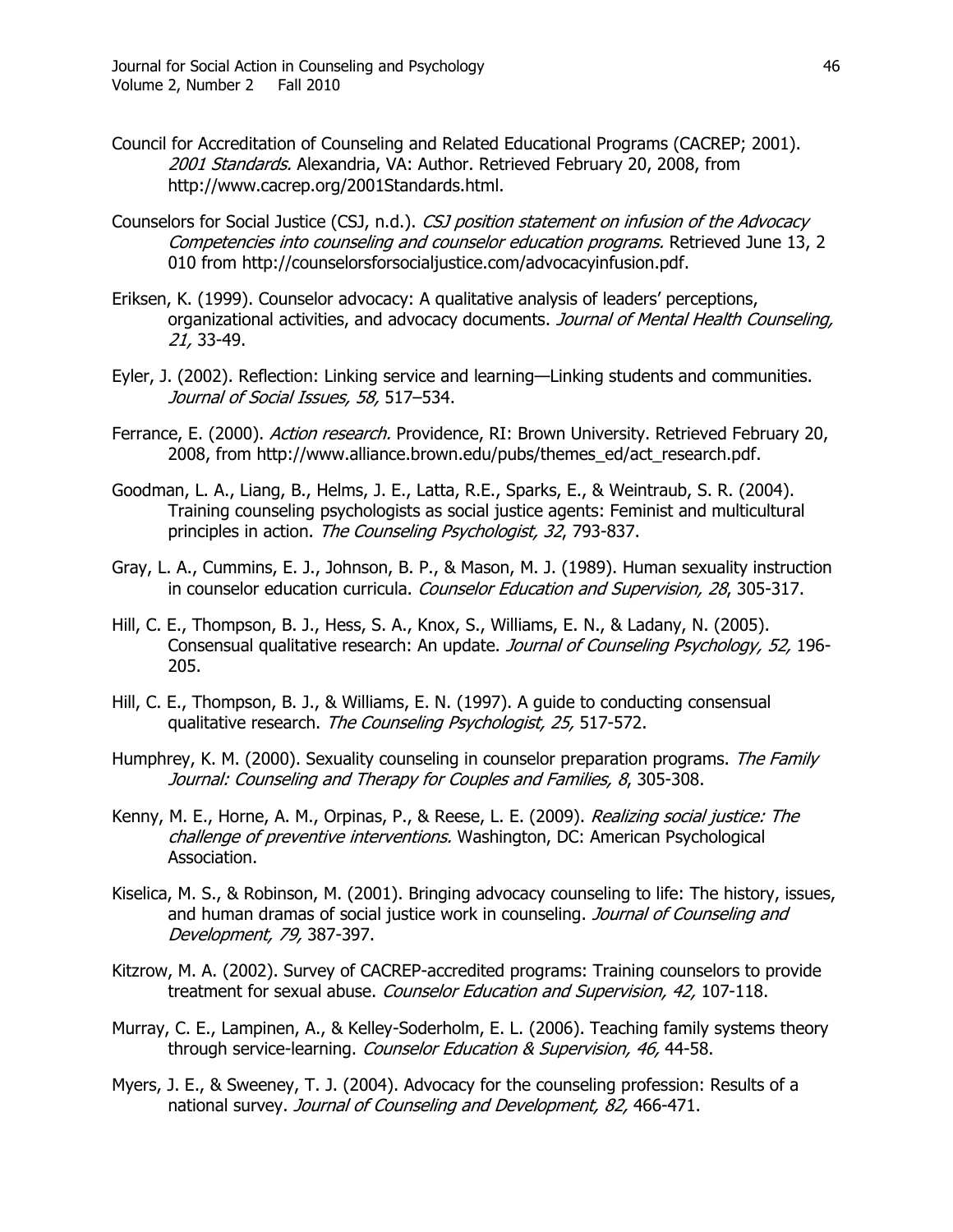Council for Accreditation of Counseling and Related Educational Programs (CACREP; 2001). *2001 Standards.* Alexandria, VA: Author. Retrieved February 20, 2008, from http://www.cacrep.org/2001Standards.html.

Counselors for Social Justice (CSJ, n.d.). *CSJ position statement on infusion of the Advocacy Competencies into counseling and counselor education programs.* Retrieved June 13, 2 010 from http://counselorsforsocialjustice.com/advocacyinfusion.pdf.

Eriksen, K. (1999). Counselor advocacy: A qualitative analysis of leaders' perceptions, organizational activities, and advocacy documents. *Journal of Mental Health Counseling, 21,* 33-49.

Eyler, J. (2002). Reflection: Linking service and learning—Linking students and communities. *Journal of Social Issues, 58,* 517–534.

Ferrance, E. (2000). *Action research.* Providence, RI: Brown University. Retrieved February 20, 2008, from http://www.alliance.brown.edu/pubs/themes_ed/act_research.pdf.

Goodman, L. A., Liang, B., Helms, J. E., Latta, R.E., Sparks, E., & Weintraub, S. R. (2004). Training counseling psychologists as social justice agents: Feminist and multicultural principles in action. *The Counseling Psychologist, 32*, 793-837.

Gray, L. A., Cummins, E. J., Johnson, B. P., & Mason, M. J. (1989). Human sexuality instruction in counselor education curricula. *Counselor Education and Supervision, 28*, 305-317.

Hill, C. E., Thompson, B. J., Hess, S. A., Knox, S., Williams, E. N., & Ladany, N. (2005). Consensual qualitative research: An update. *Journal of Counseling Psychology, 52,* 196-205.

Hill, C. E., Thompson, B. J., & Williams, E. N. (1997). A guide to conducting consensual qualitative research. *The Counseling Psychologist, 25,* 517-572.

Humphrey, K. M. (2000). Sexuality counseling in counselor preparation programs. *The Family Journal: Counseling and Therapy for Couples and Families, 8*, 305-308.

Kenny, M. E., Horne, A. M., Orpinas, P., & Reese, L. E. (2009). *Realizing social justice: The challenge of preventive interventions.* Washington, DC: American Psychological Association.

Kiselica, M. S., & Robinson, M. (2001). Bringing advocacy counseling to life: The history, issues, and human dramas of social justice work in counseling. *Journal of Counseling and Development, 79,* 387-397.

Kitzrow, M. A. (2002). Survey of CACREP-accredited programs: Training counselors to provide treatment for sexual abuse. *Counselor Education and Supervision, 42,* 107-118.

Murray, C. E., Lampinen, A., & Kelley-Soderholm, E. L. (2006). Teaching family systems theory through service-learning. *Counselor Education & Supervision, 46,* 44-58.

Myers, J. E., & Sweeney, T. J. (2004). Advocacy for the counseling profession: Results of a national survey. *Journal of Counseling and Development, 82,* 466-471.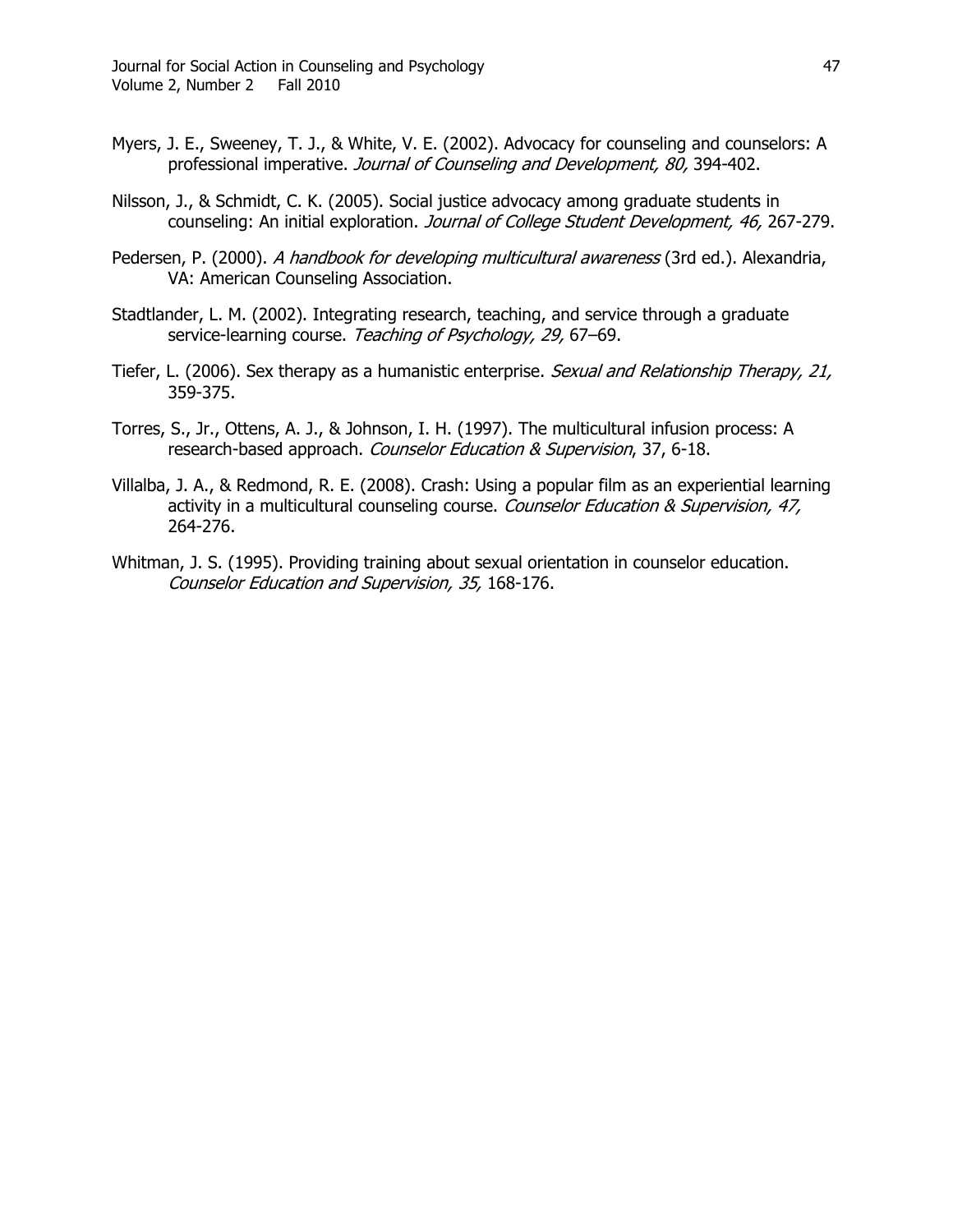Myers, J. E., Sweeney, T. J., & White, V. E. (2002). Advocacy for counseling and counselors: A professional imperative. *Journal of Counseling and Development, 80,* 394-402.

Nilsson, J., & Schmidt, C. K. (2005). Social justice advocacy among graduate students in counseling: An initial exploration. *Journal of College Student Development, 46,* 267-279.

Pedersen, P. (2000). *A handbook for developing multicultural awareness* (3rd ed.). Alexandria, VA: American Counseling Association.

Stadtlander, L. M. (2002). Integrating research, teaching, and service through a graduate service-learning course. *Teaching of Psychology, 29,* 67–69.

Tiefer, L. (2006). Sex therapy as a humanistic enterprise. *Sexual and Relationship Therapy, 21,* 359-375.

Torres, S., Jr., Ottens, A. J., & Johnson, I. H. (1997). The multicultural infusion process: A research-based approach. *Counselor Education & Supervision*, 37, 6-18.

Villalba, J. A., & Redmond, R. E. (2008). Crash: Using a popular film as an experiential learning activity in a multicultural counseling course. *Counselor Education & Supervision, 47,* 264-276.

Whitman, J. S. (1995). Providing training about sexual orientation in counselor education. *Counselor Education and Supervision, 35,* 168-176.